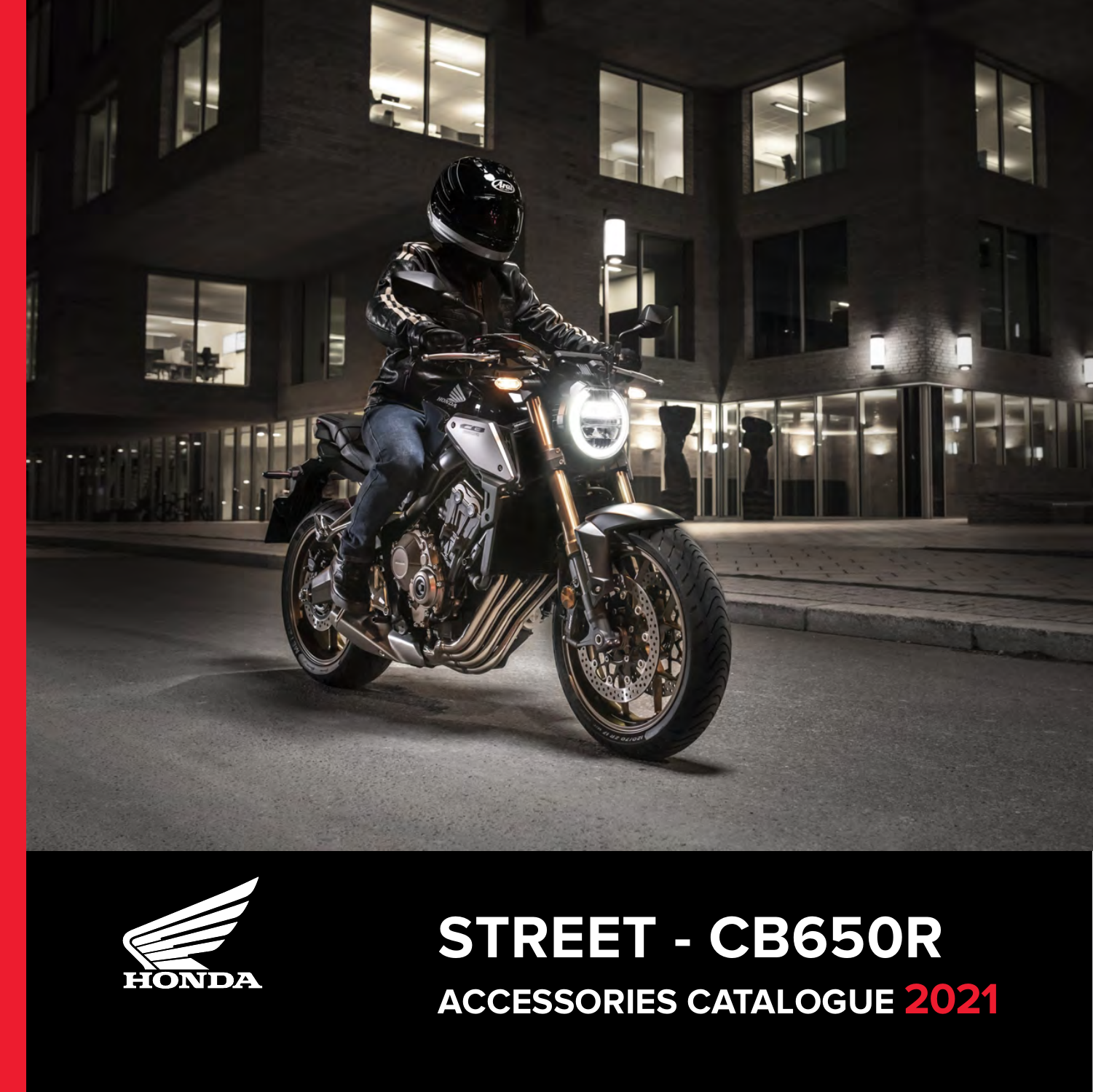HONDA

# STREET - CB650R

## ACCESSORIES CATALOGUE 2021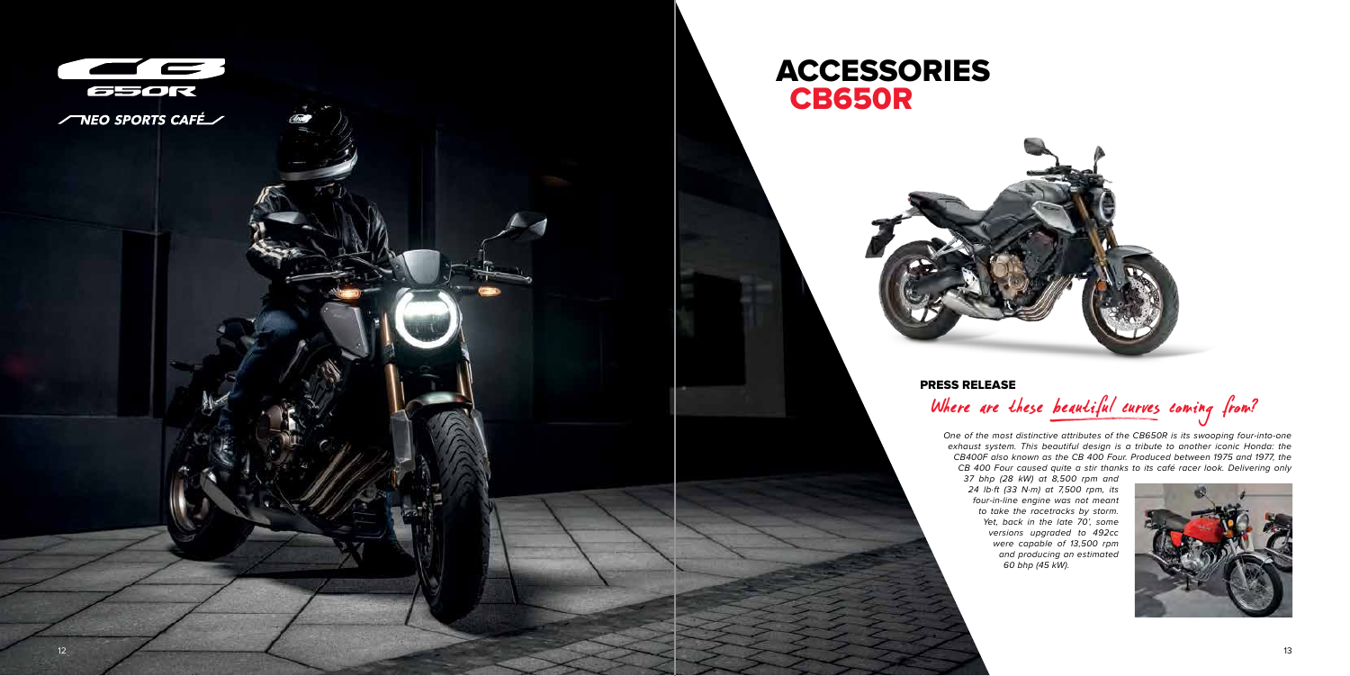CB 650R

NEO SPORTS CAFÉ

# ACCESSORIES CB650R

## PRESS RELEASE

### Where are these beautiful curves coming from?

*One of the most distinctive attributes of the CB650R is its swooping four-into-one exhaust system. This beautiful design is a tribute to another iconic Honda: the CB400F also known as the CB 400 Four. Produced between 1975 and 1977, the CB 400 Four caused quite a stir thanks to its café racer look. Delivering only 37 bhp (28 kW) at 8,500 rpm and 24 lb-ft (33 N·m) at 7,500 rpm, its four-in-line engine was not meant to take the racetracks by storm. Yet, back in the late 70', some versions upgraded to 492cc were capable of 13,500 rpm and producing an estimated 60 bhp (45 kW).*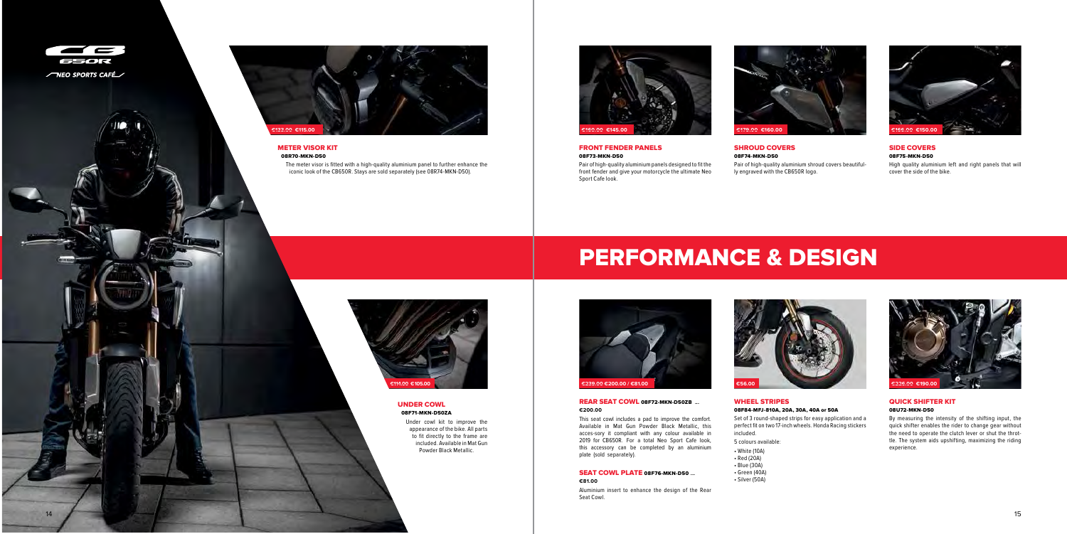CB 650R

NEO SPORTS CAFÉ

€133.00 €115.00

### METER VISOR KIT

**08R70-MKN-D50**

The meter visor is fitted with a high-quality aluminium panel to further enhance the iconic look of the CB650R. Stays are sold separately (see 08R74-MKN-D50).

€114.00 €105.00

### UNDER COWL

**08F71-MKN-D50ZA**

Under cowl kit to improve the appearance of the bike. All parts to fit directly to the frame are included. Available in Mat Gun Powder Black Metallic.

€159.00 €145.00

### FRONT FENDER PANELS

**08F73-MKN-D50**

Pair of high-quality aluminium panels designed to fit the front fender and give your motorcycle the ultimate Neo Sport Cafe look.

€179.00 €160.00

### SHROUD COVERS

**08F74-MKN-D50**

Pair of high-quality aluminium shroud covers beautifully engraved with the CB650R logo.

€166.00 €150.00

### SIDE COVERS

**08F75-MKN-D50**

High quality aluminium left and right panels that will cover the side of the bike.

# PERFORMANCE & DESIGN

€239.00 €200.00 / €81.00

### REAR SEAT COWL 08F72-MKN-D50ZB ...

**€200.00**

This seat cowl includes a pad to improve the comfort. Available in Mat Gun Powder Black Metallic, this acces-sory it compliant with any colour available in 2019 for CB650R. For a total Neo Sport Cafe look, this accessory can be completed by an aluminium plate (sold separately).

### SEAT COWL PLATE 08F76-MKN-D50 ...

**€81.00**

Aluminium insert to enhance the design of the Rear Seat Cowl.

€56.00

### WHEEL STRIPES

**08F84-MFJ-810A, 20A, 30A, 40A or 50A**

Set of 3 round-shaped strips for easy application and a perfect fit on two 17-inch wheels. Honda Racing stickers included.

5 colours available:

- White (10A)
- Red (20A)
- Blue (30A)
- Green (40A)
- Silver (50A)

€225.00 €190.00

### QUICK SHIFTER KIT

**08U72-MKN-D50**

By measuring the intensity of the shifting input, the quick shifter enables the rider to change gear without the need to operate the clutch lever or shut the throttle. The system aids upshifting, maximizing the riding experience.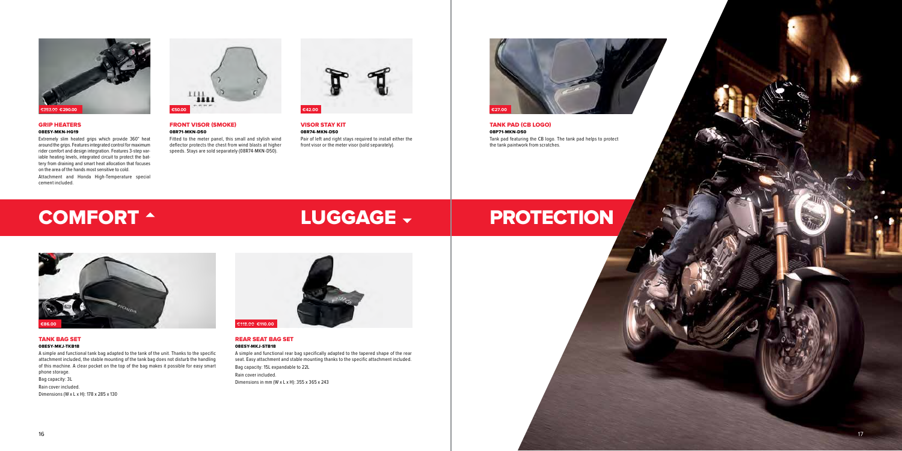€252.00 €290.00

### GRIP HEATERS
**08ESY-MKN-HG19**

Extremely slim heated grips which provide 360° heat around the grips. Features integrated control for maximum rider comfort and design integration. Features 3-step variable heating levels, integrated circuit to protect the battery from draining and smart heat allocation that focuses on the area of the hands most sensitive to cold.

Attachment and Honda High-Temperature special cement included.

€50.00

### FRONT VISOR (SMOKE)
**08R71-MKN-D50**

Fitted to the meter panel, this small and stylish wind deflector protects the chest from wind blasts at higher speeds. Stays are sold separately (08R74-MKN-D50).

€42.00

### VISOR STAY KIT
**08R74-MKN-D50**

Pair of left and right stays required to install either the front visor or the meter visor (sold separately).

## COMFORT

## LUGGAGE

€86.00

### TANK BAG SET
**08ESY-MKJ-TKB18**

A simple and functional tank bag adapted to the tank of the unit. Thanks to the specific attachment included, the stable mounting of the tank bag does not disturb the handling of this machine. A clear pocket on the top of the bag makes it possible for easy smart phone storage.

Bag capacity: 3L

Rain cover included.

Dimensions (W x L x H): 178 x 285 x 130

€118.00 €110.00

### REAR SEAT BAG SET
**08ESY-MKJ-STB18**

A simple and functional rear bag specifically adapted to the tapered shape of the rear seat. Easy attachment and stable mounting thanks to the specific attachment included.

Bag capacity: 15L expandable to 22L

Rain cover included.

Dimensions in mm (W x L x H): 355 x 365 x 243

€27.00

### TANK PAD (CB LOGO)
**08P71-MKN-D50**

Tank pad featuring the CB logo. The tank pad helps to protect the tank paintwork from scratches.

## PROTECTION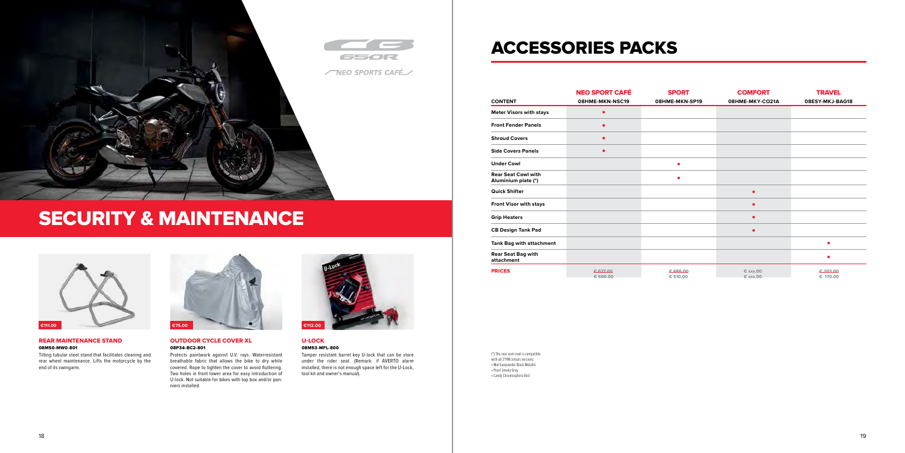# SECURITY & MAINTENANCE

€111.00

### REAR MAINTENANCE STAND

**08M50-MW0-801**

Tilting tubular steel stand that facilitates cleaning and rear wheel maintenance. Lifts the motorcycle by the end of its swingarm.

€75.00

### OUTDOOR CYCLE COVER XL

**08P34-BC2-801**

Protects paintwork against U.V. rays. Waterresistant breathable fabric that allows the bike to dry while covered. Rope to tighten the cover to avoid fluttering. Two holes in front lower area for easy introduction of U-lock. Not suitable for bikes with top box and/or panniers installed.

€112.00

### U-LOCK

**08M53-MFL-800**

Tamper resistant barrel key U-lock that can be store under the rider seat. (Remark: if AVERTO alarm installed, there is not enough space left for the U-Lock, tool kit and owner's manual).

CB 650R NEO SPORTS CAFÉ

# ACCESSORIES PACKS

| | NEO SPORT CAFÉ | SPORT | COMFORT | TRAVEL |
|---|---|---|---|---|
| **CONTENT** | **08HME-MKN-NSC19** | **08HME-MKN-SP19** | **08HME-MKY-CO21A** | **08ESY-MKJ-BAG18** |
| **Meter Visors with stays** | ● | | | |
| **Front Fender Panels** | ● | | | |
| **Shroud Covers** | ● | | | |
| **Side Covers Panels** | ● | | | |
| **Under Cowl** | | ● | | |
| **Rear Seat Cowl with Aluminium plate (\*)** | | ● | | |
| **Quick Shifter** | | | ● | |
| **Front Visor with stays** | | | ● | |
| **Grip Heaters** | | | ● | |
| **CB Design Tank Pad** | | | ● | |
| **Tank Bag with attachment** | | | | ● |
| **Rear Seat Bag with attachment** | | | | ● |
| **PRICES** | ~~€ 677.00~~ € 500.00 | ~~€ 686.00~~ € 510.00 | ~~€ xxx.00~~ € xxx.00 | ~~€ 203.00~~ € 170.00 |

(\*) The rear seat cowl is compatible with all 21YM colours versions:
- Mat Gunpowder Black Metallic
- Pearl Smoky Gray
- Candy Chromosphere Red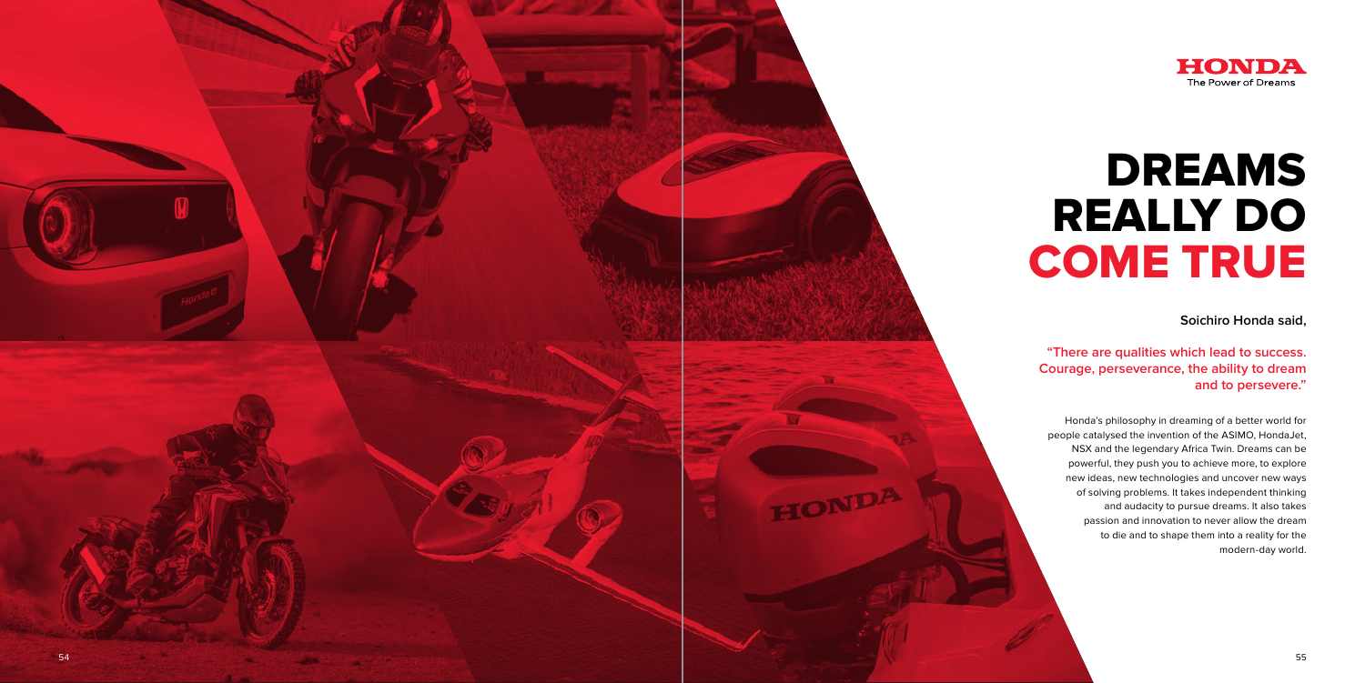HONDA
The Power of Dreams

# DREAMS REALLY DO COME TRUE

**Soichiro Honda said,**

**"There are qualities which lead to success. Courage, perseverance, the ability to dream and to persevere."**

Honda's philosophy in dreaming of a better world for people catalysed the invention of the ASIMO, HondaJet, NSX and the legendary Africa Twin. Dreams can be powerful, they push you to achieve more, to explore new ideas, new technologies and uncover new ways of solving problems. It takes independent thinking and audacity to pursue dreams. It also takes passion and innovation to never allow the dream to die and to shape them into a reality for the modern-day world.